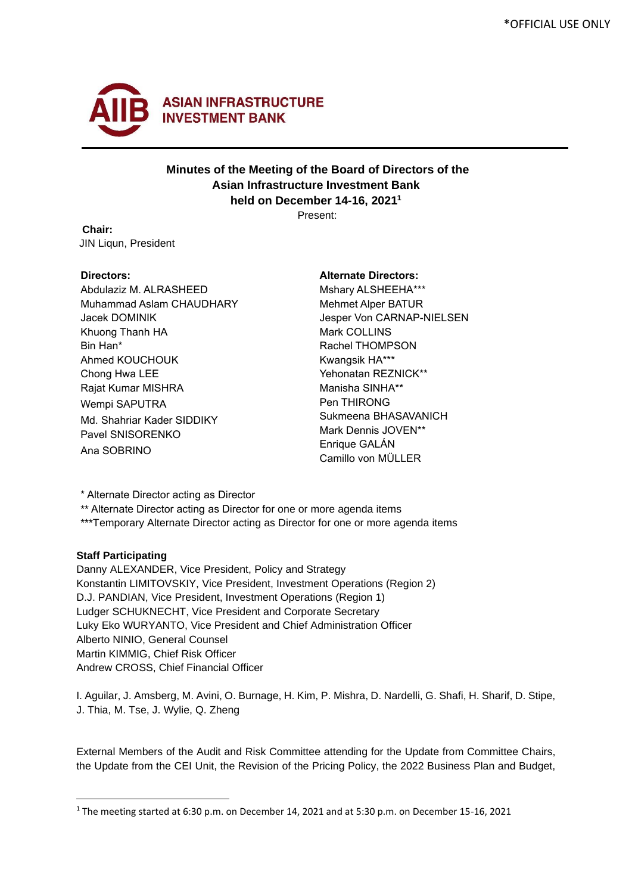*OFFICIAL USE ONLY

ASIAN INFRASTRUCTURE INVESTMENT BANK

**Minutes of the Meeting of the Board of Directors of the Asian Infrastructure Investment Bank held on December 14-16, 2021[1]**

Present:

**Chair:**
JIN Liqun, President

**Directors:**
Abdulaziz M. ALRASHEED
Muhammad Aslam CHAUDHARY
Jacek DOMINIK
Khuong Thanh HA
Bin Han*
Ahmed KOUCHOUK
Chong Hwa LEE
Rajat Kumar MISHRA
Wempi SAPUTRA
Md. Shahriar Kader SIDDIKY
Pavel SNISORENKO
Ana SOBRINO

**Alternate Directors:**
Mshary ALSHEEHA***
Mehmet Alper BATUR
Jesper Von CARNAP-NIELSEN
Mark COLLINS
Rachel THOMPSON
Kwangsik HA***
Yehonatan REZNICK**
Manisha SINHA**
Pen THIRONG
Sukmeena BHASAVANICH
Mark Dennis JOVEN**
Enrique GALÁN
Camillo von MÜLLER

\* Alternate Director acting as Director
\** Alternate Director acting as Director for one or more agenda items
\***Temporary Alternate Director acting as Director for one or more agenda items

**Staff Participating**
Danny ALEXANDER, Vice President, Policy and Strategy
Konstantin LIMITOVSKIY, Vice President, Investment Operations (Region 2)
D.J. PANDIAN, Vice President, Investment Operations (Region 1)
Ludger SCHUKNECHT, Vice President and Corporate Secretary
Luky Eko WURYANTO, Vice President and Chief Administration Officer
Alberto NINIO, General Counsel
Martin KIMMIG, Chief Risk Officer
Andrew CROSS, Chief Financial Officer

I. Aguilar, J. Amsberg, M. Avini, O. Burnage, H. Kim, P. Mishra, D. Nardelli, G. Shafi, H. Sharif, D. Stipe, J. Thia, M. Tse, J. Wylie, Q. Zheng

External Members of the Audit and Risk Committee attending for the Update from Committee Chairs, the Update from the CEI Unit, the Revision of the Pricing Policy, the 2022 Business Plan and Budget,

[1] The meeting started at 6:30 p.m. on December 14, 2021 and at 5:30 p.m. on December 15-16, 2021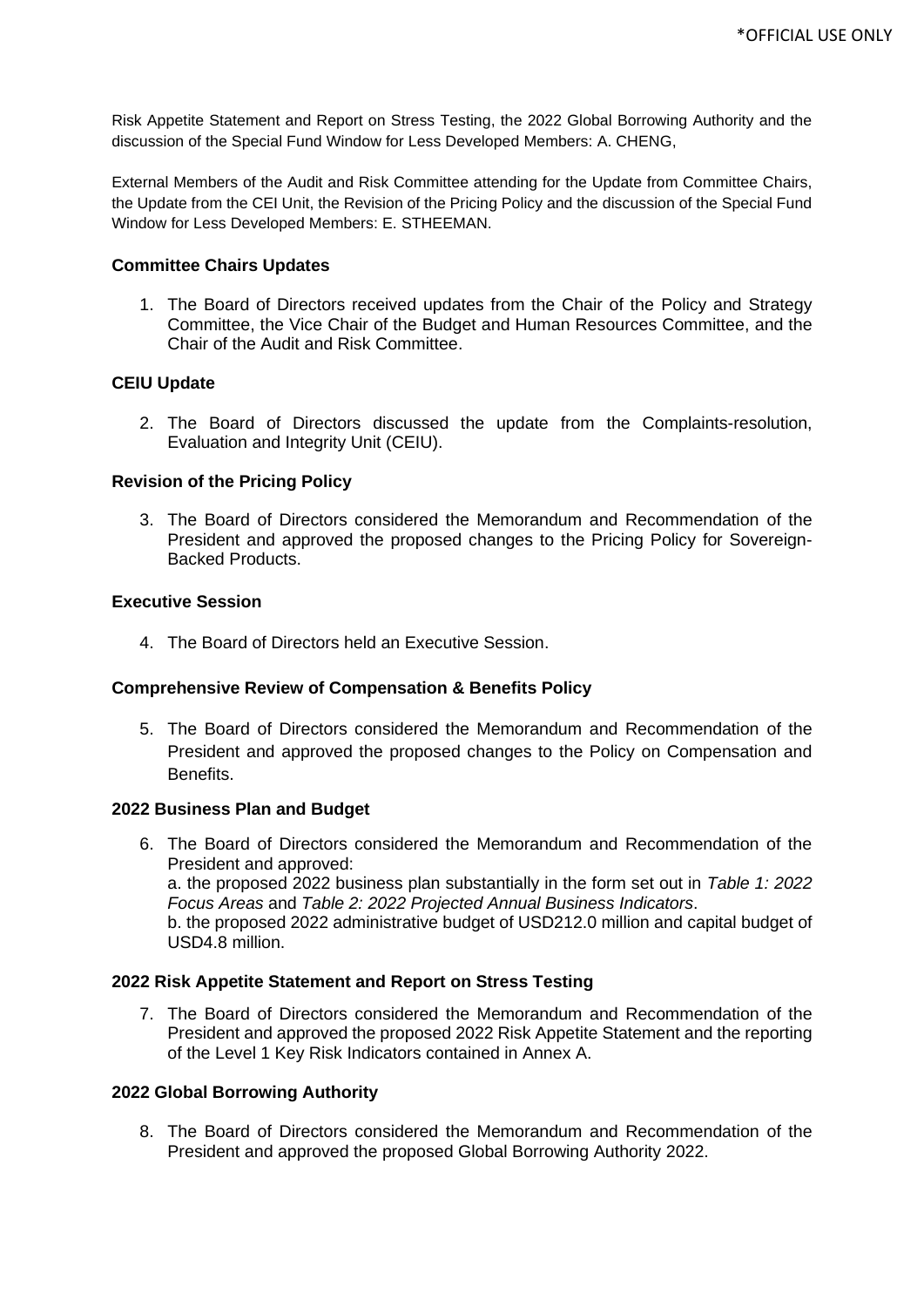Risk Appetite Statement and Report on Stress Testing, the 2022 Global Borrowing Authority and the discussion of the Special Fund Window for Less Developed Members: A. CHENG,

External Members of the Audit and Risk Committee attending for the Update from Committee Chairs, the Update from the CEI Unit, the Revision of the Pricing Policy and the discussion of the Special Fund Window for Less Developed Members: E. STHEEMAN.

**Committee Chairs Updates**

1. The Board of Directors received updates from the Chair of the Policy and Strategy Committee, the Vice Chair of the Budget and Human Resources Committee, and the Chair of the Audit and Risk Committee.

**CEIU Update**

2. The Board of Directors discussed the update from the Complaints-resolution, Evaluation and Integrity Unit (CEIU).

**Revision of the Pricing Policy**

3. The Board of Directors considered the Memorandum and Recommendation of the President and approved the proposed changes to the Pricing Policy for Sovereign-Backed Products.

**Executive Session**

4. The Board of Directors held an Executive Session.

**Comprehensive Review of Compensation & Benefits Policy**

5. The Board of Directors considered the Memorandum and Recommendation of the President and approved the proposed changes to the Policy on Compensation and Benefits.

**2022 Business Plan and Budget**

6. The Board of Directors considered the Memorandum and Recommendation of the President and approved:
   a. the proposed 2022 business plan substantially in the form set out in *Table 1: 2022 Focus Areas* and *Table 2: 2022 Projected Annual Business Indicators*.
   b. the proposed 2022 administrative budget of USD212.0 million and capital budget of USD4.8 million.

**2022 Risk Appetite Statement and Report on Stress Testing**

7. The Board of Directors considered the Memorandum and Recommendation of the President and approved the proposed 2022 Risk Appetite Statement and the reporting of the Level 1 Key Risk Indicators contained in Annex A.

**2022 Global Borrowing Authority**

8. The Board of Directors considered the Memorandum and Recommendation of the President and approved the proposed Global Borrowing Authority 2022.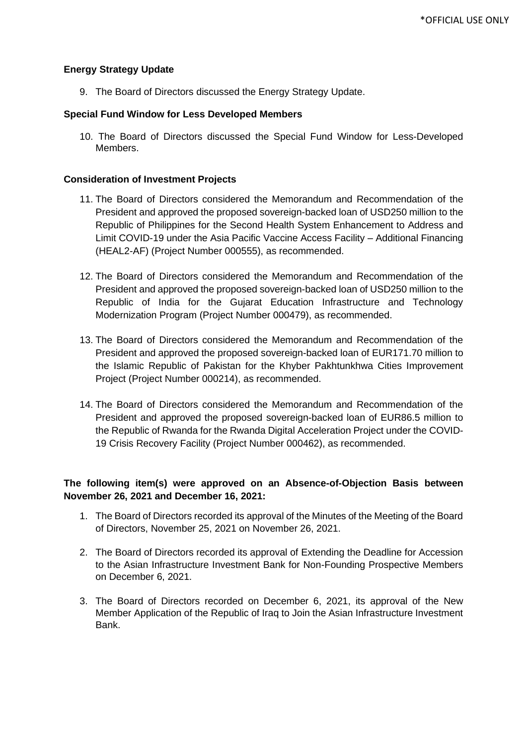**Energy Strategy Update**

9. The Board of Directors discussed the Energy Strategy Update.

**Special Fund Window for Less Developed Members**

10. The Board of Directors discussed the Special Fund Window for Less-Developed Members.

**Consideration of Investment Projects**

11. The Board of Directors considered the Memorandum and Recommendation of the President and approved the proposed sovereign-backed loan of USD250 million to the Republic of Philippines for the Second Health System Enhancement to Address and Limit COVID-19 under the Asia Pacific Vaccine Access Facility – Additional Financing (HEAL2-AF) (Project Number 000555), as recommended.

12. The Board of Directors considered the Memorandum and Recommendation of the President and approved the proposed sovereign-backed loan of USD250 million to the Republic of India for the Gujarat Education Infrastructure and Technology Modernization Program (Project Number 000479), as recommended.

13. The Board of Directors considered the Memorandum and Recommendation of the President and approved the proposed sovereign-backed loan of EUR171.70 million to the Islamic Republic of Pakistan for the Khyber Pakhtunkhwa Cities Improvement Project (Project Number 000214), as recommended.

14. The Board of Directors considered the Memorandum and Recommendation of the President and approved the proposed sovereign-backed loan of EUR86.5 million to the Republic of Rwanda for the Rwanda Digital Acceleration Project under the COVID-19 Crisis Recovery Facility (Project Number 000462), as recommended.

**The following item(s) were approved on an Absence-of-Objection Basis between November 26, 2021 and December 16, 2021:**

1. The Board of Directors recorded its approval of the Minutes of the Meeting of the Board of Directors, November 25, 2021 on November 26, 2021.

2. The Board of Directors recorded its approval of Extending the Deadline for Accession to the Asian Infrastructure Investment Bank for Non-Founding Prospective Members on December 6, 2021.

3. The Board of Directors recorded on December 6, 2021, its approval of the New Member Application of the Republic of Iraq to Join the Asian Infrastructure Investment Bank.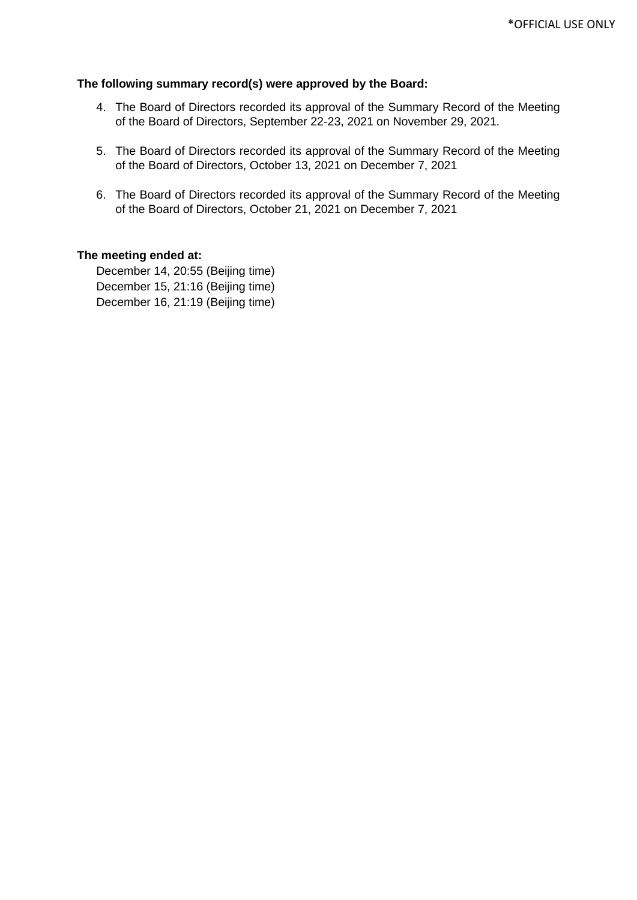**The following summary record(s) were approved by the Board:**

4. The Board of Directors recorded its approval of the Summary Record of the Meeting of the Board of Directors, September 22-23, 2021 on November 29, 2021.

5. The Board of Directors recorded its approval of the Summary Record of the Meeting of the Board of Directors, October 13, 2021 on December 7, 2021

6. The Board of Directors recorded its approval of the Summary Record of the Meeting of the Board of Directors, October 21, 2021 on December 7, 2021

**The meeting ended at:**

December 14, 20:55 (Beijing time)
December 15, 21:16 (Beijing time)
December 16, 21:19 (Beijing time)